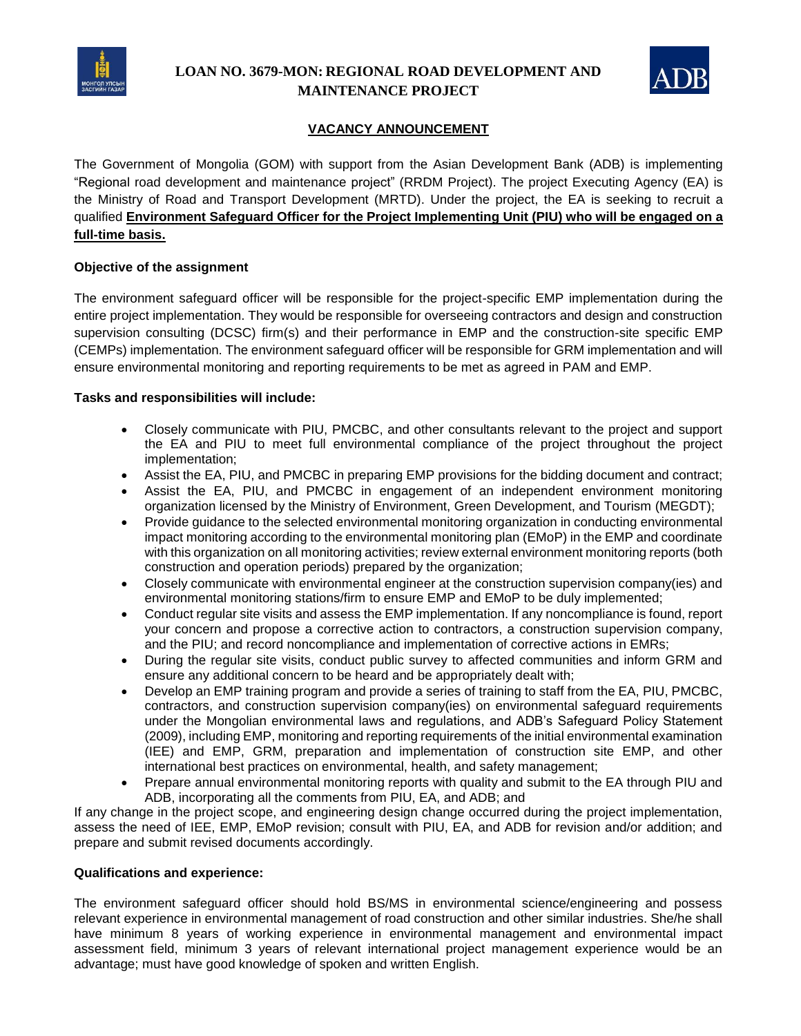# LOAN NO. 3679-MON: REGIONAL ROAD DEVELOPMENT AND MAINTENANCE PROJECT

## VACANCY ANNOUNCEMENT

The Government of Mongolia (GOM) with support from the Asian Development Bank (ADB) is implementing "Regional road development and maintenance project" (RRDM Project). The project Executing Agency (EA) is the Ministry of Road and Transport Development (MRTD). Under the project, the EA is seeking to recruit a qualified **Environment Safeguard Officer for the Project Implementing Unit (PIU) who will be engaged on a full-time basis.**

**Objective of the assignment**

The environment safeguard officer will be responsible for the project-specific EMP implementation during the entire project implementation. They would be responsible for overseeing contractors and design and construction supervision consulting (DCSC) firm(s) and their performance in EMP and the construction-site specific EMP (CEMPs) implementation. The environment safeguard officer will be responsible for GRM implementation and will ensure environmental monitoring and reporting requirements to be met as agreed in PAM and EMP.

**Tasks and responsibilities will include:**

- Closely communicate with PIU, PMCBC, and other consultants relevant to the project and support the EA and PIU to meet full environmental compliance of the project throughout the project implementation;
- Assist the EA, PIU, and PMCBC in preparing EMP provisions for the bidding document and contract;
- Assist the EA, PIU, and PMCBC in engagement of an independent environment monitoring organization licensed by the Ministry of Environment, Green Development, and Tourism (MEGDT);
- Provide guidance to the selected environmental monitoring organization in conducting environmental impact monitoring according to the environmental monitoring plan (EMoP) in the EMP and coordinate with this organization on all monitoring activities; review external environment monitoring reports (both construction and operation periods) prepared by the organization;
- Closely communicate with environmental engineer at the construction supervision company(ies) and environmental monitoring stations/firm to ensure EMP and EMoP to be duly implemented;
- Conduct regular site visits and assess the EMP implementation. If any noncompliance is found, report your concern and propose a corrective action to contractors, a construction supervision company, and the PIU; and record noncompliance and implementation of corrective actions in EMRs;
- During the regular site visits, conduct public survey to affected communities and inform GRM and ensure any additional concern to be heard and be appropriately dealt with;
- Develop an EMP training program and provide a series of training to staff from the EA, PIU, PMCBC, contractors, and construction supervision company(ies) on environmental safeguard requirements under the Mongolian environmental laws and regulations, and ADB's Safeguard Policy Statement (2009), including EMP, monitoring and reporting requirements of the initial environmental examination (IEE) and EMP, GRM, preparation and implementation of construction site EMP, and other international best practices on environmental, health, and safety management;
- Prepare annual environmental monitoring reports with quality and submit to the EA through PIU and ADB, incorporating all the comments from PIU, EA, and ADB; and

If any change in the project scope, and engineering design change occurred during the project implementation, assess the need of IEE, EMP, EMoP revision; consult with PIU, EA, and ADB for revision and/or addition; and prepare and submit revised documents accordingly.

**Qualifications and experience:**

The environment safeguard officer should hold BS/MS in environmental science/engineering and possess relevant experience in environmental management of road construction and other similar industries. She/he shall have minimum 8 years of working experience in environmental management and environmental impact assessment field, minimum 3 years of relevant international project management experience would be an advantage; must have good knowledge of spoken and written English.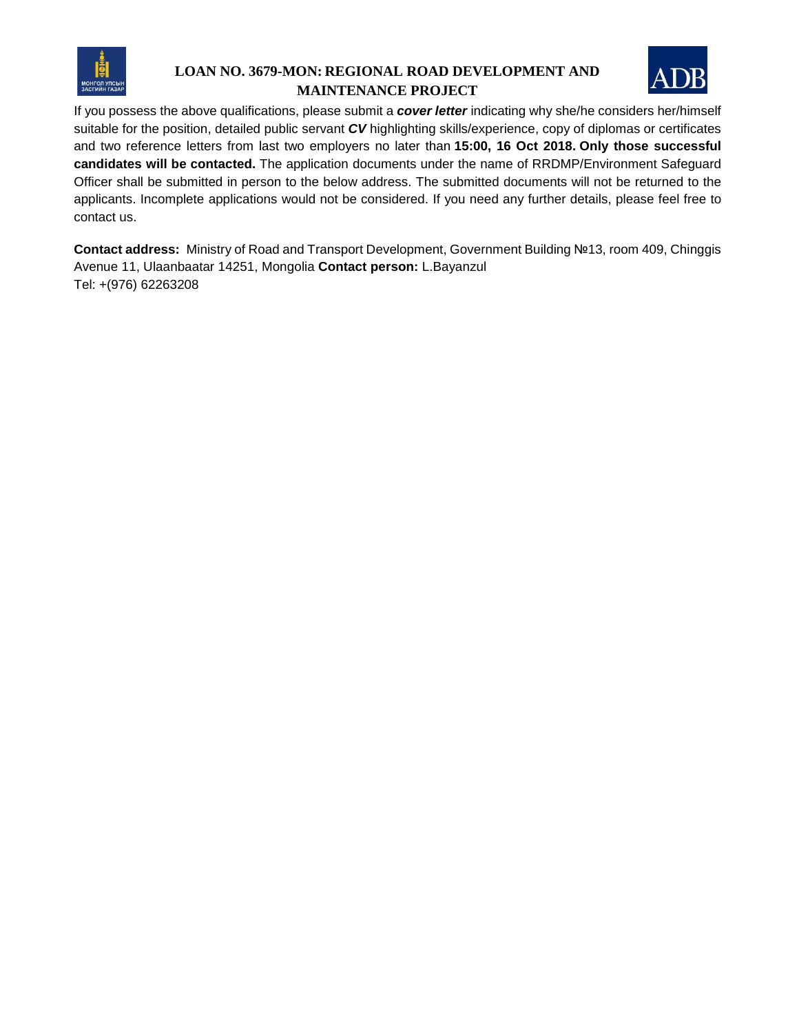If you possess the above qualifications, please submit a ***cover letter*** indicating why she/he considers her/himself suitable for the position, detailed public servant ***CV*** highlighting skills/experience, copy of diplomas or certificates and two reference letters from last two employers no later than **15:00, 16 Oct 2018. Only those successful candidates will be contacted.** The application documents under the name of RRDMP/Environment Safeguard Officer shall be submitted in person to the below address. The submitted documents will not be returned to the applicants. Incomplete applications would not be considered. If you need any further details, please feel free to contact us.

**Contact address:** Ministry of Road and Transport Development, Government Building №13, room 409, Chinggis Avenue 11, Ulaanbaatar 14251, Mongolia **Contact person:** L.Bayanzul
Tel: +(976) 62263208